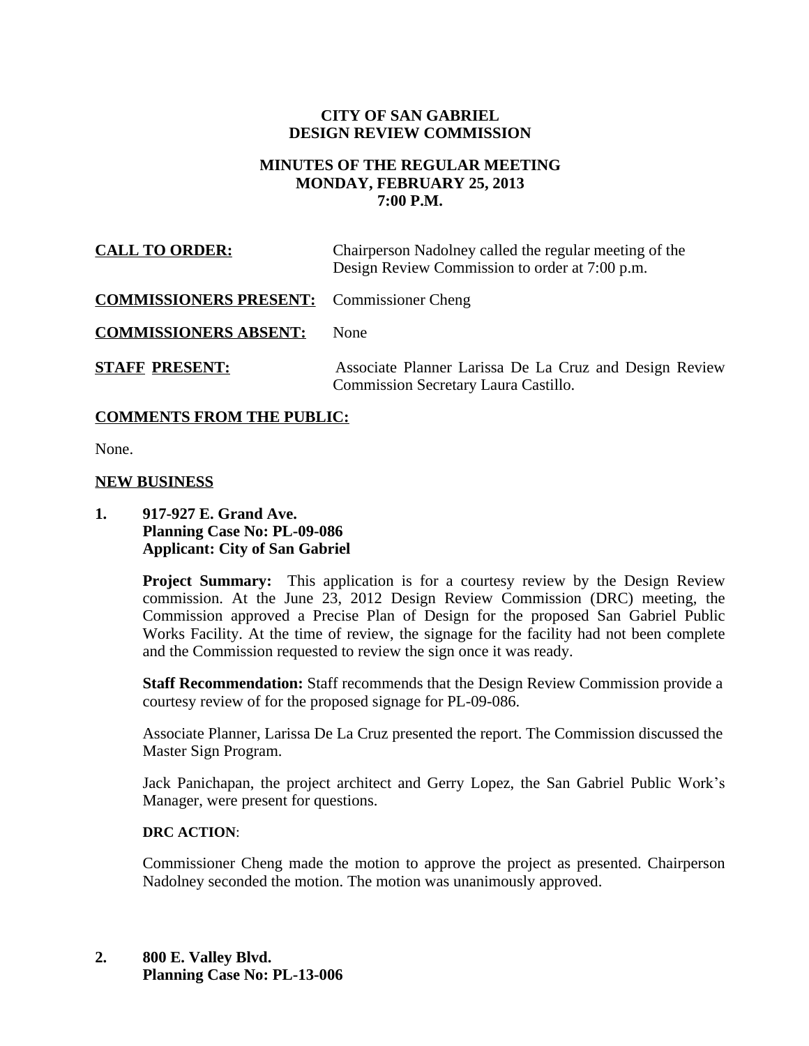# CITY OF SAN GABRIEL
# DESIGN REVIEW COMMISSION

## MINUTES OF THE REGULAR MEETING
## MONDAY, FEBRUARY 25, 2013
## 7:00 P.M.

**CALL TO ORDER:** Chairperson Nadolney called the regular meeting of the Design Review Commission to order at 7:00 p.m.

**COMMISSIONERS PRESENT:** Commissioner Cheng

**COMMISSIONERS ABSENT:** None

**STAFF PRESENT:** Associate Planner Larissa De La Cruz and Design Review Commission Secretary Laura Castillo.

**COMMENTS FROM THE PUBLIC:**

None.

**NEW BUSINESS**

**1. 917-927 E. Grand Ave.**
**Planning Case No: PL-09-086**
**Applicant: City of San Gabriel**

**Project Summary:** This application is for a courtesy review by the Design Review commission. At the June 23, 2012 Design Review Commission (DRC) meeting, the Commission approved a Precise Plan of Design for the proposed San Gabriel Public Works Facility. At the time of review, the signage for the facility had not been complete and the Commission requested to review the sign once it was ready.

**Staff Recommendation:** Staff recommends that the Design Review Commission provide a courtesy review of for the proposed signage for PL-09-086.

Associate Planner, Larissa De La Cruz presented the report. The Commission discussed the Master Sign Program.

Jack Panichapan, the project architect and Gerry Lopez, the San Gabriel Public Work's Manager, were present for questions.

**DRC ACTION**:

Commissioner Cheng made the motion to approve the project as presented. Chairperson Nadolney seconded the motion. The motion was unanimously approved.

**2. 800 E. Valley Blvd.**
**Planning Case No: PL-13-006**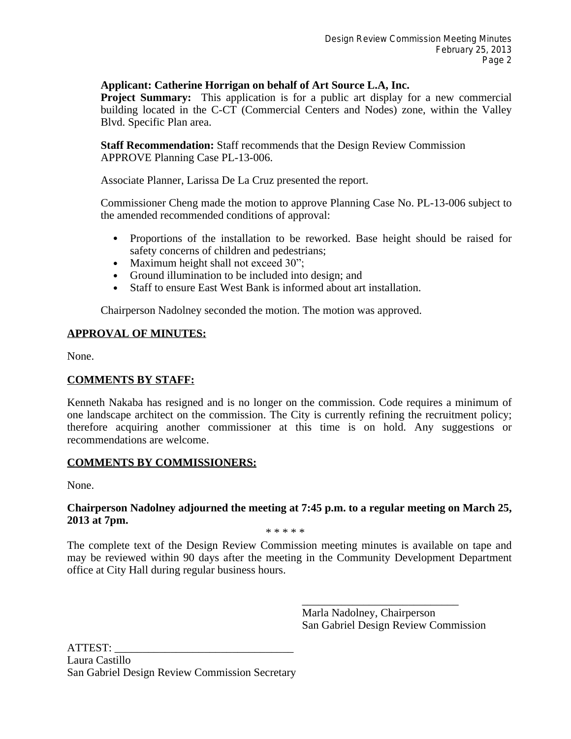**Applicant: Catherine Horrigan on behalf of Art Source L.A, Inc.**
**Project Summary:** This application is for a public art display for a new commercial building located in the C-CT (Commercial Centers and Nodes) zone, within the Valley Blvd. Specific Plan area.

**Staff Recommendation:** Staff recommends that the Design Review Commission APPROVE Planning Case PL-13-006.

Associate Planner, Larissa De La Cruz presented the report.

Commissioner Cheng made the motion to approve Planning Case No. PL-13-006 subject to the amended recommended conditions of approval:

- Proportions of the installation to be reworked. Base height should be raised for safety concerns of children and pedestrians;
- Maximum height shall not exceed 30";
- Ground illumination to be included into design; and
- Staff to ensure East West Bank is informed about art installation.

Chairperson Nadolney seconded the motion. The motion was approved.

## APPROVAL OF MINUTES:

None.

## COMMENTS BY STAFF:

Kenneth Nakaba has resigned and is no longer on the commission. Code requires a minimum of one landscape architect on the commission. The City is currently refining the recruitment policy; therefore acquiring another commissioner at this time is on hold. Any suggestions or recommendations are welcome.

## COMMENTS BY COMMISSIONERS:

None.

**Chairperson Nadolney adjourned the meeting at 7:45 p.m. to a regular meeting on March 25, 2013 at 7pm.**

\* \* \* \* \*

The complete text of the Design Review Commission meeting minutes is available on tape and may be reviewed within 90 days after the meeting in the Community Development Department office at City Hall during regular business hours.

\_\_\_\_\_\_\_\_\_\_\_\_\_\_\_\_\_\_\_\_\_\_\_\_\_\_\_\_
Marla Nadolney, Chairperson
San Gabriel Design Review Commission

ATTEST: \_\_\_\_\_\_\_\_\_\_\_\_\_\_\_\_\_\_\_\_\_\_\_\_\_\_\_\_\_\_\_\_
Laura Castillo
San Gabriel Design Review Commission Secretary